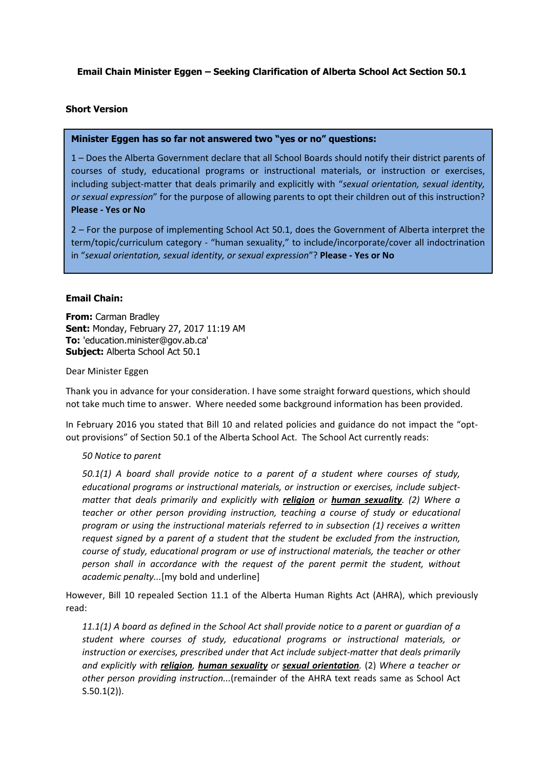**Email Chain Minister Eggen – Seeking Clarification of Alberta School Act Section 50.1**

**Short Version**

> **Minister Eggen has so far not answered two "yes or no" questions:**
>
> 1 – Does the Alberta Government declare that all School Boards should notify their district parents of courses of study, educational programs or instructional materials, or instruction or exercises, including subject-matter that deals primarily and explicitly with "*sexual orientation, sexual identity, or sexual expression*" for the purpose of allowing parents to opt their children out of this instruction? **Please - Yes or No**
>
> 2 – For the purpose of implementing School Act 50.1, does the Government of Alberta interpret the term/topic/curriculum category - "human sexuality," to include/incorporate/cover all indoctrination in "*sexual orientation, sexual identity, or sexual expression*"? **Please - Yes or No**

**Email Chain:**

**From:** Carman Bradley
**Sent:** Monday, February 27, 2017 11:19 AM
**To:** 'education.minister@gov.ab.ca'
**Subject:** Alberta School Act 50.1

Dear Minister Eggen

Thank you in advance for your consideration. I have some straight forward questions, which should not take much time to answer. Where needed some background information has been provided.

In February 2016 you stated that Bill 10 and related policies and guidance do not impact the "opt-out provisions" of Section 50.1 of the Alberta School Act. The School Act currently reads:

> *50 Notice to parent*
>
> *50.1(1) A board shall provide notice to a parent of a student where courses of study, educational programs or instructional materials, or instruction or exercises, include subject-matter that deals primarily and explicitly with **religion** or **human sexuality**. (2) Where a teacher or other person providing instruction, teaching a course of study or educational program or using the instructional materials referred to in subsection (1) receives a written request signed by a parent of a student that the student be excluded from the instruction, course of study, educational program or use of instructional materials, the teacher or other person shall in accordance with the request of the parent permit the student, without academic penalty...*[my bold and underline]

However, Bill 10 repealed Section 11.1 of the Alberta Human Rights Act (AHRA), which previously read:

> *11.1(1) A board as defined in the School Act shall provide notice to a parent or guardian of a student where courses of study, educational programs or instructional materials, or instruction or exercises, prescribed under that Act include subject-matter that deals primarily and explicitly with **religion**, **human sexuality** or **sexual orientation**. (2) Where a teacher or other person providing instruction...*(remainder of the AHRA text reads same as School Act S.50.1(2)).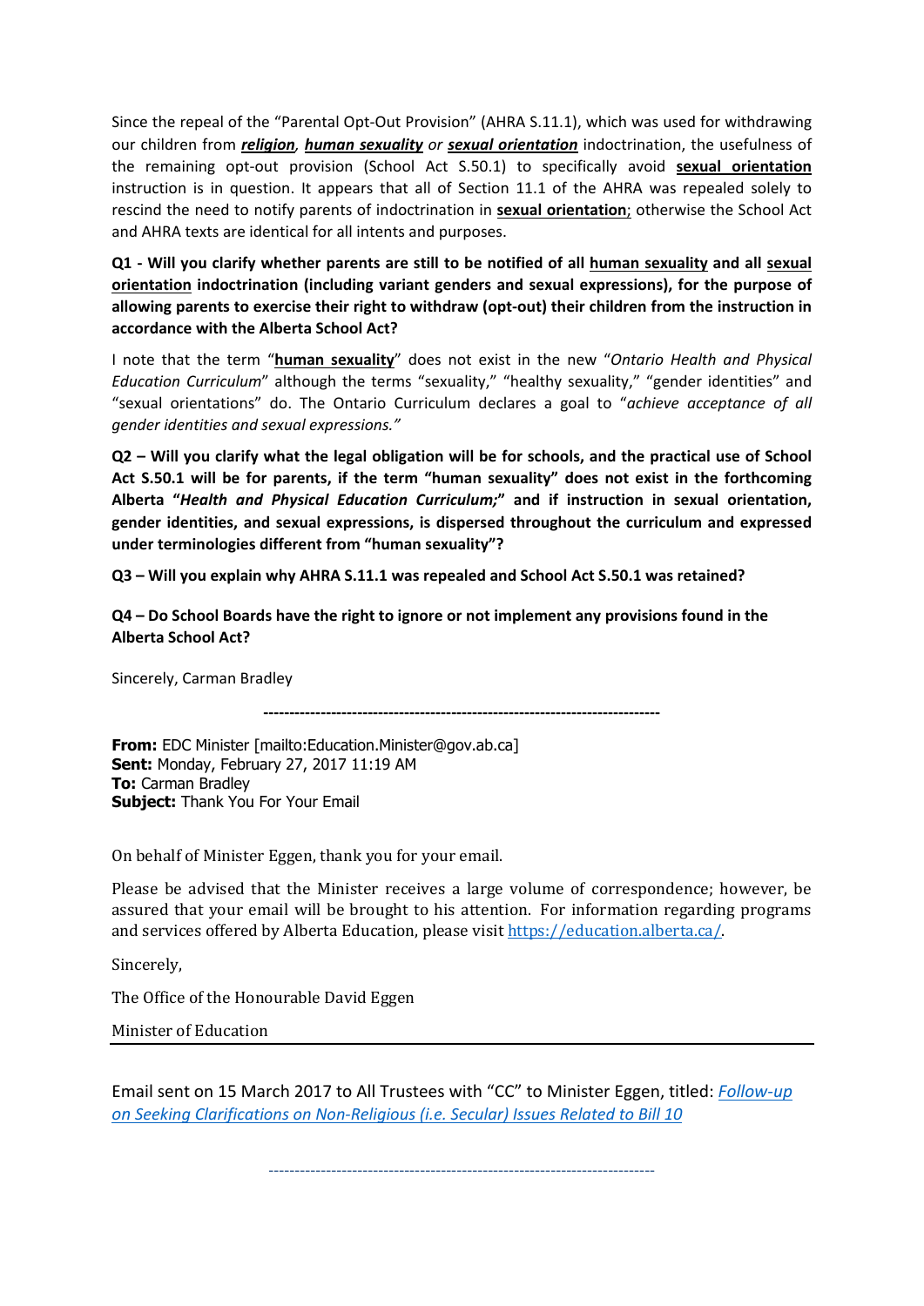Since the repeal of the "Parental Opt-Out Provision" (AHRA S.11.1), which was used for withdrawing our children from ***religion***, ***human sexuality*** or ***sexual orientation*** indoctrination, the usefulness of the remaining opt-out provision (School Act S.50.1) to specifically avoid **sexual orientation** instruction is in question. It appears that all of Section 11.1 of the AHRA was repealed solely to rescind the need to notify parents of indoctrination in **sexual orientation**; otherwise the School Act and AHRA texts are identical for all intents and purposes.

**Q1 - Will you clarify whether parents are still to be notified of all human sexuality and all sexual orientation indoctrination (including variant genders and sexual expressions), for the purpose of allowing parents to exercise their right to withdraw (opt-out) their children from the instruction in accordance with the Alberta School Act?**

I note that the term "**human sexuality**" does not exist in the new "*Ontario Health and Physical Education Curriculum*" although the terms "sexuality," "healthy sexuality," "gender identities" and "sexual orientations" do. The Ontario Curriculum declares a goal to "*achieve acceptance of all gender identities and sexual expressions.*"

**Q2 – Will you clarify what the legal obligation will be for schools, and the practical use of School Act S.50.1 will be for parents, if the term "human sexuality" does not exist in the forthcoming Alberta "*Health and Physical Education Curriculum;*" and if instruction in sexual orientation, gender identities, and sexual expressions, is dispersed throughout the curriculum and expressed under terminologies different from "human sexuality"?**

**Q3 – Will you explain why AHRA S.11.1 was repealed and School Act S.50.1 was retained?**

**Q4 – Do School Boards have the right to ignore or not implement any provisions found in the Alberta School Act?**

Sincerely, Carman Bradley

---

**From:** EDC Minister [mailto:Education.Minister@gov.ab.ca]
**Sent:** Monday, February 27, 2017 11:19 AM
**To:** Carman Bradley
**Subject:** Thank You For Your Email

On behalf of Minister Eggen, thank you for your email.

Please be advised that the Minister receives a large volume of correspondence; however, be assured that your email will be brought to his attention. For information regarding programs and services offered by Alberta Education, please visit https://education.alberta.ca/.

Sincerely,

The Office of the Honourable David Eggen

Minister of Education

---

Email sent on 15 March 2017 to All Trustees with "CC" to Minister Eggen, titled: *Follow-up on Seeking Clarifications on Non-Religious (i.e. Secular) Issues Related to Bill 10*

---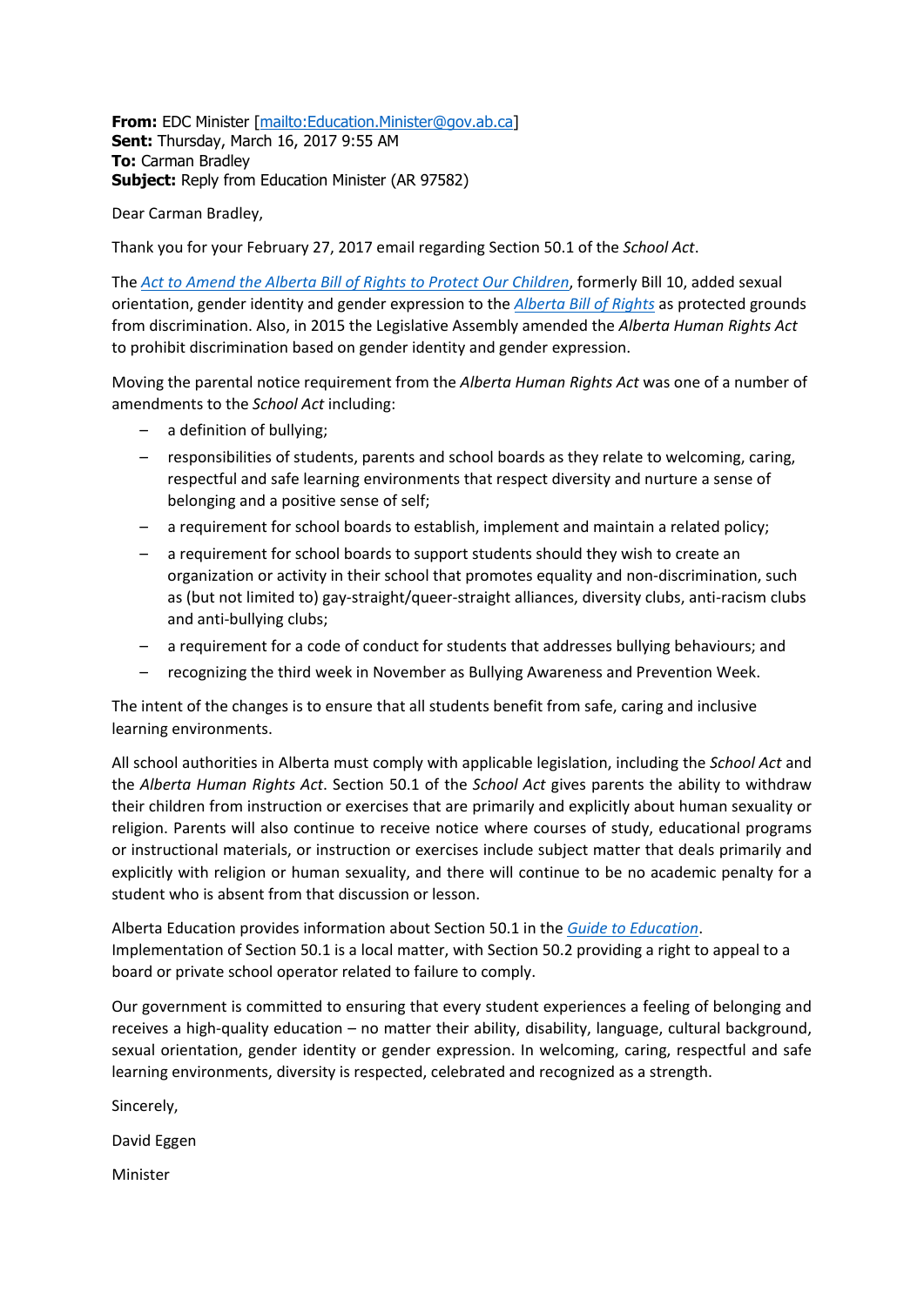**From:** EDC Minister [mailto:Education.Minister@gov.ab.ca]
**Sent:** Thursday, March 16, 2017 9:55 AM
**To:** Carman Bradley
**Subject:** Reply from Education Minister (AR 97582)

Dear Carman Bradley,

Thank you for your February 27, 2017 email regarding Section 50.1 of the *School Act*.

The *Act to Amend the Alberta Bill of Rights to Protect Our Children*, formerly Bill 10, added sexual orientation, gender identity and gender expression to the *Alberta Bill of Rights* as protected grounds from discrimination. Also, in 2015 the Legislative Assembly amended the *Alberta Human Rights Act* to prohibit discrimination based on gender identity and gender expression.

Moving the parental notice requirement from the *Alberta Human Rights Act* was one of a number of amendments to the *School Act* including:

- a definition of bullying;
- responsibilities of students, parents and school boards as they relate to welcoming, caring, respectful and safe learning environments that respect diversity and nurture a sense of belonging and a positive sense of self;
- a requirement for school boards to establish, implement and maintain a related policy;
- a requirement for school boards to support students should they wish to create an organization or activity in their school that promotes equality and non-discrimination, such as (but not limited to) gay-straight/queer-straight alliances, diversity clubs, anti-racism clubs and anti-bullying clubs;
- a requirement for a code of conduct for students that addresses bullying behaviours; and
- recognizing the third week in November as Bullying Awareness and Prevention Week.

The intent of the changes is to ensure that all students benefit from safe, caring and inclusive learning environments.

All school authorities in Alberta must comply with applicable legislation, including the *School Act* and the *Alberta Human Rights Act*. Section 50.1 of the *School Act* gives parents the ability to withdraw their children from instruction or exercises that are primarily and explicitly about human sexuality or religion. Parents will also continue to receive notice where courses of study, educational programs or instructional materials, or instruction or exercises include subject matter that deals primarily and explicitly with religion or human sexuality, and there will continue to be no academic penalty for a student who is absent from that discussion or lesson.

Alberta Education provides information about Section 50.1 in the *Guide to Education*. Implementation of Section 50.1 is a local matter, with Section 50.2 providing a right to appeal to a board or private school operator related to failure to comply.

Our government is committed to ensuring that every student experiences a feeling of belonging and receives a high-quality education – no matter their ability, disability, language, cultural background, sexual orientation, gender identity or gender expression. In welcoming, caring, respectful and safe learning environments, diversity is respected, celebrated and recognized as a strength.

Sincerely,

David Eggen

Minister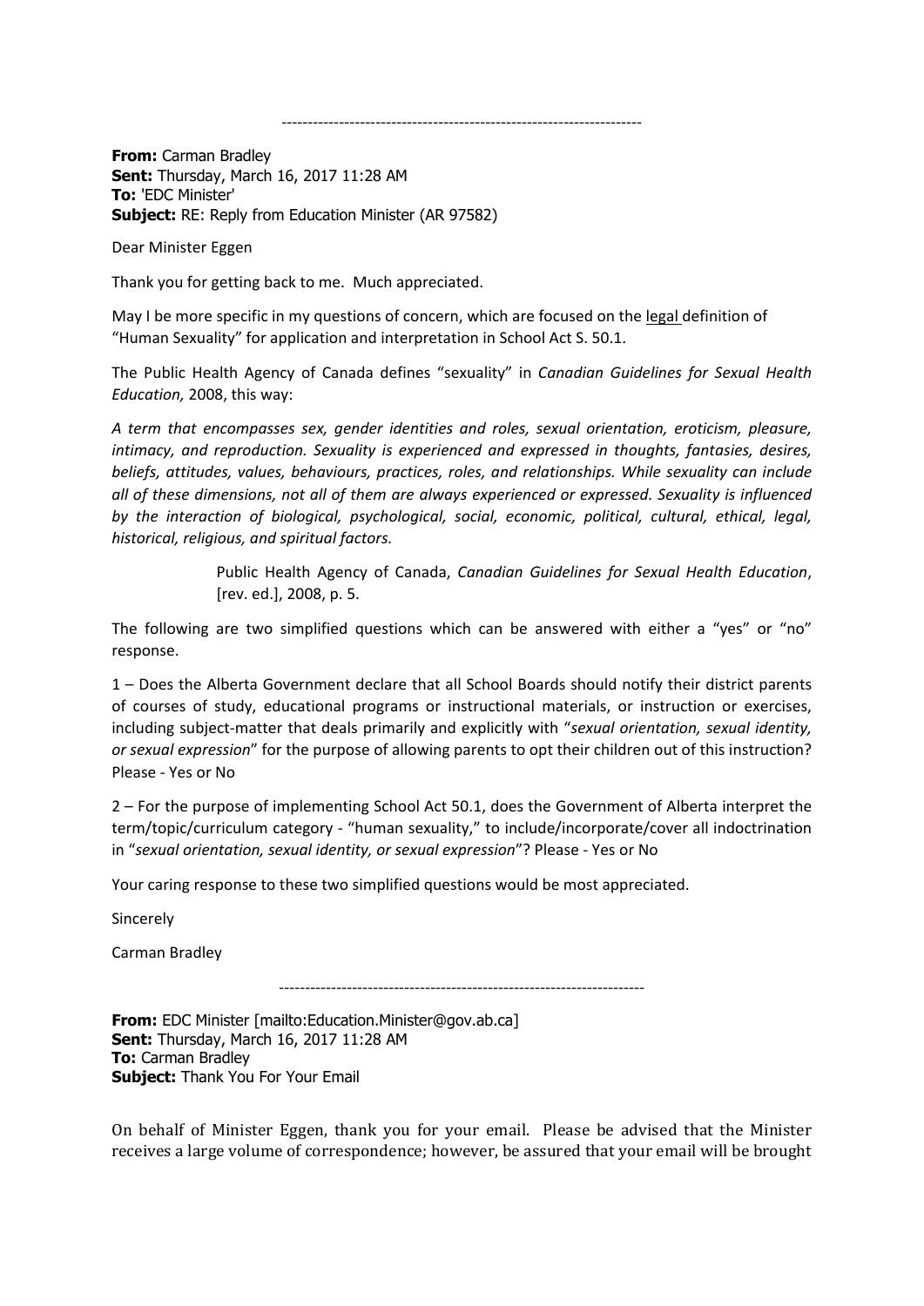----------------------------------------------------------------------

**From:** Carman Bradley
**Sent:** Thursday, March 16, 2017 11:28 AM
**To:** 'EDC Minister'
**Subject:** RE: Reply from Education Minister (AR 97582)

Dear Minister Eggen

Thank you for getting back to me. Much appreciated.

May I be more specific in my questions of concern, which are focused on the legal definition of "Human Sexuality" for application and interpretation in School Act S. 50.1.

The Public Health Agency of Canada defines "sexuality" in *Canadian Guidelines for Sexual Health Education,* 2008, this way:

*A term that encompasses sex, gender identities and roles, sexual orientation, eroticism, pleasure, intimacy, and reproduction. Sexuality is experienced and expressed in thoughts, fantasies, desires, beliefs, attitudes, values, behaviours, practices, roles, and relationships. While sexuality can include all of these dimensions, not all of them are always experienced or expressed. Sexuality is influenced by the interaction of biological, psychological, social, economic, political, cultural, ethical, legal, historical, religious, and spiritual factors.*

> Public Health Agency of Canada, *Canadian Guidelines for Sexual Health Education*, [rev. ed.], 2008, p. 5.

The following are two simplified questions which can be answered with either a "yes" or "no" response.

1 – Does the Alberta Government declare that all School Boards should notify their district parents of courses of study, educational programs or instructional materials, or instruction or exercises, including subject-matter that deals primarily and explicitly with "*sexual orientation, sexual identity, or sexual expression*" for the purpose of allowing parents to opt their children out of this instruction? Please - Yes or No

2 – For the purpose of implementing School Act 50.1, does the Government of Alberta interpret the term/topic/curriculum category - "human sexuality," to include/incorporate/cover all indoctrination in "*sexual orientation, sexual identity, or sexual expression*"? Please - Yes or No

Your caring response to these two simplified questions would be most appreciated.

Sincerely

Carman Bradley

----------------------------------------------------------------------

**From:** EDC Minister [mailto:Education.Minister@gov.ab.ca]
**Sent:** Thursday, March 16, 2017 11:28 AM
**To:** Carman Bradley
**Subject:** Thank You For Your Email

On behalf of Minister Eggen, thank you for your email. Please be advised that the Minister receives a large volume of correspondence; however, be assured that your email will be brought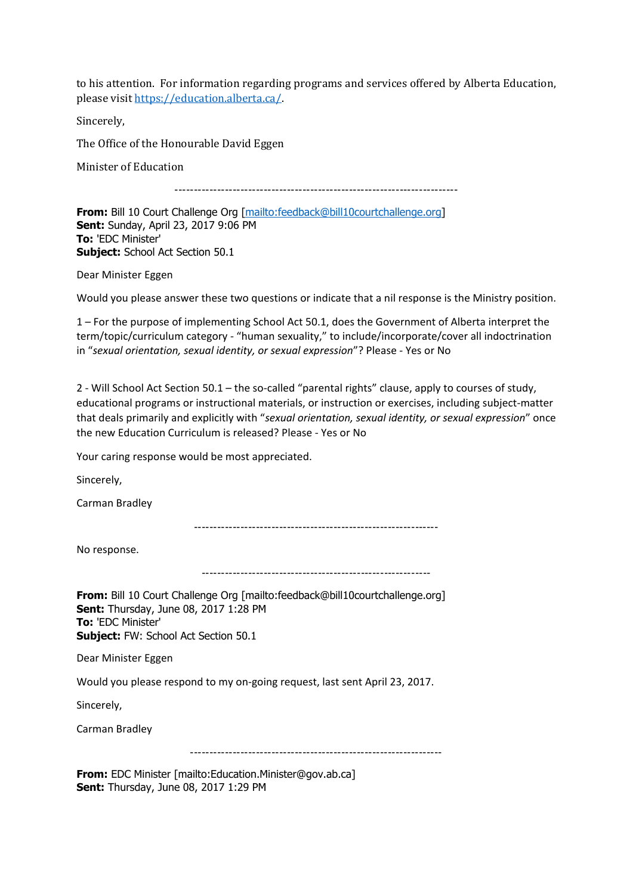to his attention. For information regarding programs and services offered by Alberta Education, please visit https://education.alberta.ca/.

Sincerely,

The Office of the Honourable David Eggen

Minister of Education

------------------------------------------------------------------------

**From:** Bill 10 Court Challenge Org [mailto:feedback@bill10courtchallenge.org]
**Sent:** Sunday, April 23, 2017 9:06 PM
**To:** 'EDC Minister'
**Subject:** School Act Section 50.1

Dear Minister Eggen

Would you please answer these two questions or indicate that a nil response is the Ministry position.

1 – For the purpose of implementing School Act 50.1, does the Government of Alberta interpret the term/topic/curriculum category - "human sexuality," to include/incorporate/cover all indoctrination in "*sexual orientation, sexual identity, or sexual expression*"? Please - Yes or No

2 - Will School Act Section 50.1 – the so-called "parental rights" clause, apply to courses of study, educational programs or instructional materials, or instruction or exercises, including subject-matter that deals primarily and explicitly with "*sexual orientation, sexual identity, or sexual expression*" once the new Education Curriculum is released? Please - Yes or No

Your caring response would be most appreciated.

Sincerely,

Carman Bradley

--------------------------------------------------------------

No response.

---------------------------------------------------------

**From:** Bill 10 Court Challenge Org [mailto:feedback@bill10courtchallenge.org]
**Sent:** Thursday, June 08, 2017 1:28 PM
**To:** 'EDC Minister'
**Subject:** FW: School Act Section 50.1

Dear Minister Eggen

Would you please respond to my on-going request, last sent April 23, 2017.

Sincerely,

Carman Bradley

-----------------------------------------------------------------

**From:** EDC Minister [mailto:Education.Minister@gov.ab.ca]
**Sent:** Thursday, June 08, 2017 1:29 PM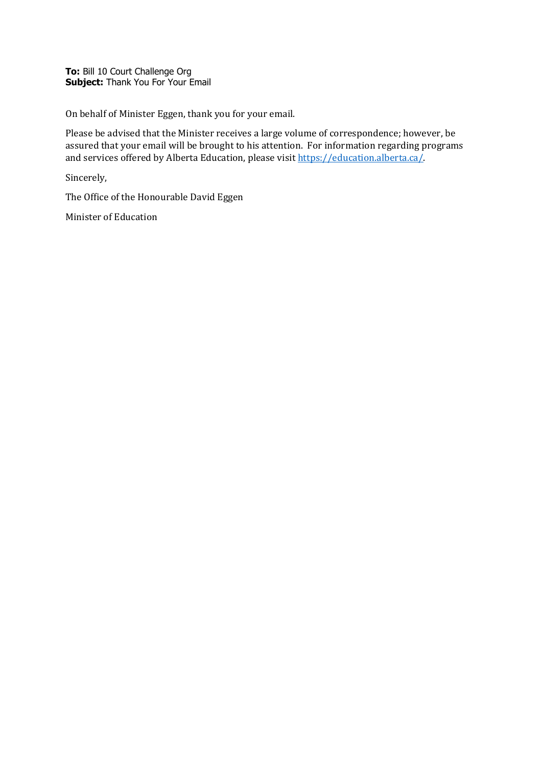**To:** Bill 10 Court Challenge Org
**Subject:** Thank You For Your Email

On behalf of Minister Eggen, thank you for your email.

Please be advised that the Minister receives a large volume of correspondence; however, be assured that your email will be brought to his attention. For information regarding programs and services offered by Alberta Education, please visit [https://education.alberta.ca/](https://education.alberta.ca/).

Sincerely,

The Office of the Honourable David Eggen

Minister of Education